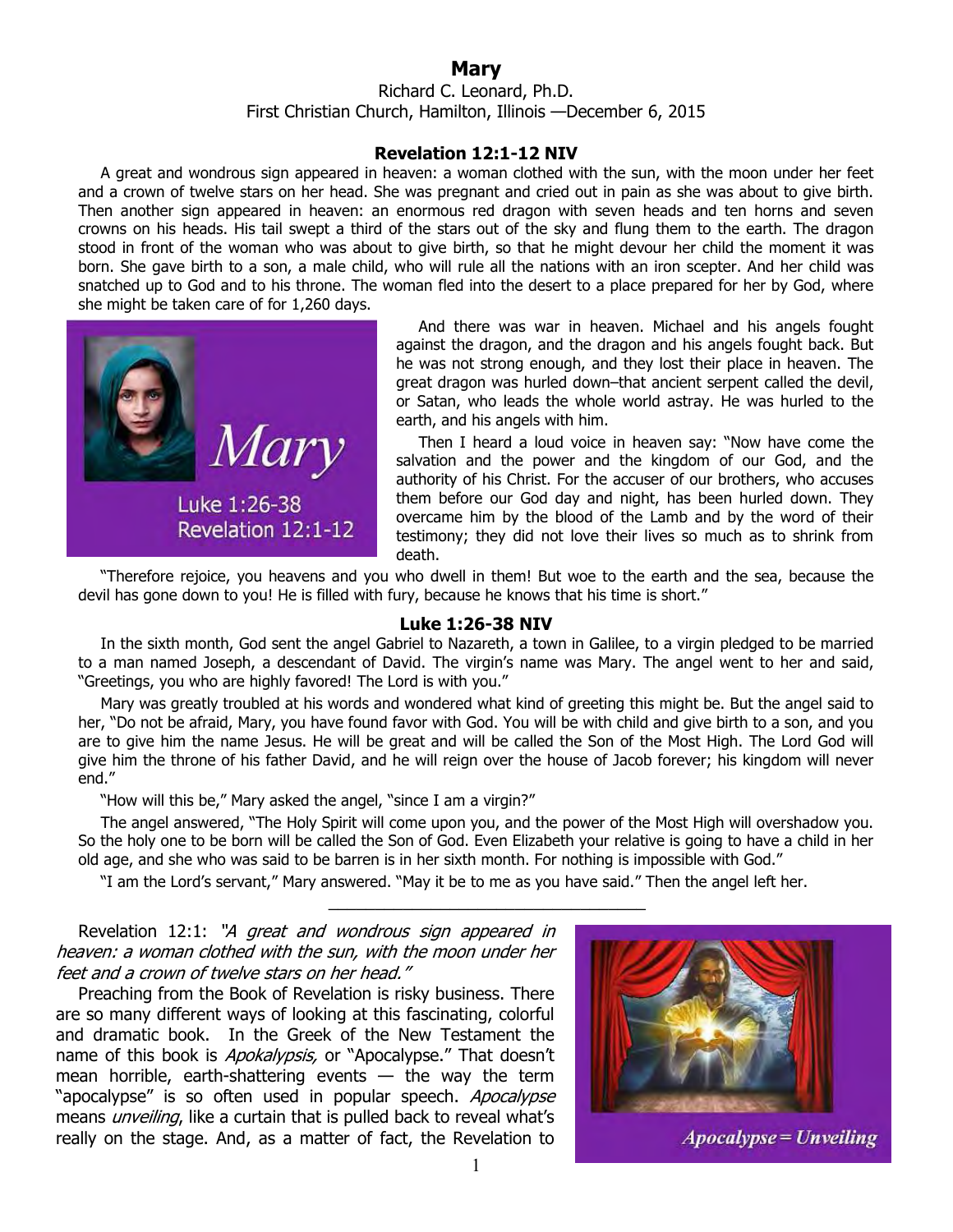# Mary

Richard C. Leonard, Ph.D.
First Christian Church, Hamilton, Illinois —December 6, 2015

### Revelation 12:1-12 NIV

A great and wondrous sign appeared in heaven: a woman clothed with the sun, with the moon under her feet and a crown of twelve stars on her head. She was pregnant and cried out in pain as she was about to give birth. Then another sign appeared in heaven: an enormous red dragon with seven heads and ten horns and seven crowns on his heads. His tail swept a third of the stars out of the sky and flung them to the earth. The dragon stood in front of the woman who was about to give birth, so that he might devour her child the moment it was born. She gave birth to a son, a male child, who will rule all the nations with an iron scepter. And her child was snatched up to God and to his throne. The woman fled into the desert to a place prepared for her by God, where she might be taken care of for 1,260 days.

And there was war in heaven. Michael and his angels fought against the dragon, and the dragon and his angels fought back. But he was not strong enough, and they lost their place in heaven. The great dragon was hurled down–that ancient serpent called the devil, or Satan, who leads the whole world astray. He was hurled to the earth, and his angels with him.

Then I heard a loud voice in heaven say: "Now have come the salvation and the power and the kingdom of our God, and the authority of his Christ. For the accuser of our brothers, who accuses them before our God day and night, has been hurled down. They overcame him by the blood of the Lamb and by the word of their testimony; they did not love their lives so much as to shrink from death.

"Therefore rejoice, you heavens and you who dwell in them! But woe to the earth and the sea, because the devil has gone down to you! He is filled with fury, because he knows that his time is short."

### Luke 1:26-38 NIV

In the sixth month, God sent the angel Gabriel to Nazareth, a town in Galilee, to a virgin pledged to be married to a man named Joseph, a descendant of David. The virgin's name was Mary. The angel went to her and said, "Greetings, you who are highly favored! The Lord is with you."

Mary was greatly troubled at his words and wondered what kind of greeting this might be. But the angel said to her, "Do not be afraid, Mary, you have found favor with God. You will be with child and give birth to a son, and you are to give him the name Jesus. He will be great and will be called the Son of the Most High. The Lord God will give him the throne of his father David, and he will reign over the house of Jacob forever; his kingdom will never end."

"How will this be," Mary asked the angel, "since I am a virgin?"

The angel answered, "The Holy Spirit will come upon you, and the power of the Most High will overshadow you. So the holy one to be born will be called the Son of God. Even Elizabeth your relative is going to have a child in her old age, and she who was said to be barren is in her sixth month. For nothing is impossible with God."

"I am the Lord's servant," Mary answered. "May it be to me as you have said." Then the angel left her.

---

Revelation 12:1: *"A great and wondrous sign appeared in heaven: a woman clothed with the sun, with the moon under her feet and a crown of twelve stars on her head."*

Preaching from the Book of Revelation is risky business. There are so many different ways of looking at this fascinating, colorful and dramatic book. In the Greek of the New Testament the name of this book is *Apokalypsis,* or "Apocalypse." That doesn't mean horrible, earth-shattering events — the way the term "apocalypse" is so often used in popular speech. *Apocalypse* means *unveiling*, like a curtain that is pulled back to reveal what's really on the stage. And, as a matter of fact, the Revelation to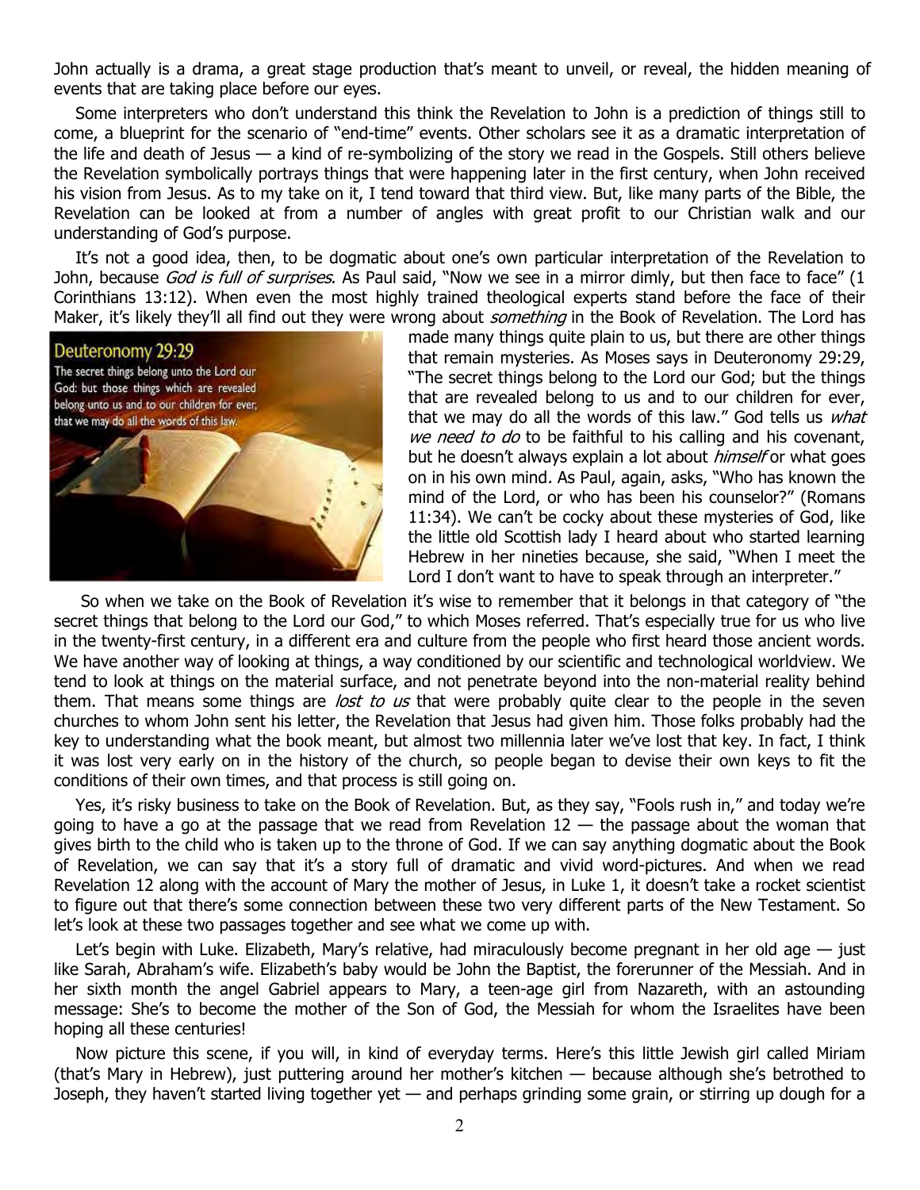John actually is a drama, a great stage production that's meant to unveil, or reveal, the hidden meaning of events that are taking place before our eyes.

Some interpreters who don't understand this think the Revelation to John is a prediction of things still to come, a blueprint for the scenario of "end-time" events. Other scholars see it as a dramatic interpretation of the life and death of Jesus — a kind of re-symbolizing of the story we read in the Gospels. Still others believe the Revelation symbolically portrays things that were happening later in the first century, when John received his vision from Jesus. As to my take on it, I tend toward that third view. But, like many parts of the Bible, the Revelation can be looked at from a number of angles with great profit to our Christian walk and our understanding of God's purpose.

It's not a good idea, then, to be dogmatic about one's own particular interpretation of the Revelation to John, because *God is full of surprises*. As Paul said, "Now we see in a mirror dimly, but then face to face" (1 Corinthians 13:12). When even the most highly trained theological experts stand before the face of their Maker, it's likely they'll all find out they were wrong about *something* in the Book of Revelation. The Lord has made many things quite plain to us, but there are other things that remain mysteries. As Moses says in Deuteronomy 29:29, "The secret things belong to the Lord our God; but the things that are revealed belong to us and to our children for ever, that we may do all the words of this law." God tells us *what we need to do* to be faithful to his calling and his covenant, but he doesn't always explain a lot about *himself* or what goes on in his own mind. As Paul, again, asks, "Who has known the mind of the Lord, or who has been his counselor?" (Romans 11:34). We can't be cocky about these mysteries of God, like the little old Scottish lady I heard about who started learning Hebrew in her nineties because, she said, "When I meet the Lord I don't want to have to speak through an interpreter."

Deuteronomy 29:29
The secret things belong unto the Lord our God: but those things which are revealed belong unto us and to our children for ever, that we may do all the words of this law.

So when we take on the Book of Revelation it's wise to remember that it belongs in that category of "the secret things that belong to the Lord our God," to which Moses referred. That's especially true for us who live in the twenty-first century, in a different era and culture from the people who first heard those ancient words. We have another way of looking at things, a way conditioned by our scientific and technological worldview. We tend to look at things on the material surface, and not penetrate beyond into the non-material reality behind them. That means some things are *lost to us* that were probably quite clear to the people in the seven churches to whom John sent his letter, the Revelation that Jesus had given him. Those folks probably had the key to understanding what the book meant, but almost two millennia later we've lost that key. In fact, I think it was lost very early on in the history of the church, so people began to devise their own keys to fit the conditions of their own times, and that process is still going on.

Yes, it's risky business to take on the Book of Revelation. But, as they say, "Fools rush in," and today we're going to have a go at the passage that we read from Revelation 12 — the passage about the woman that gives birth to the child who is taken up to the throne of God. If we can say anything dogmatic about the Book of Revelation, we can say that it's a story full of dramatic and vivid word-pictures. And when we read Revelation 12 along with the account of Mary the mother of Jesus, in Luke 1, it doesn't take a rocket scientist to figure out that there's some connection between these two very different parts of the New Testament. So let's look at these two passages together and see what we come up with.

Let's begin with Luke. Elizabeth, Mary's relative, had miraculously become pregnant in her old age — just like Sarah, Abraham's wife. Elizabeth's baby would be John the Baptist, the forerunner of the Messiah. And in her sixth month the angel Gabriel appears to Mary, a teen-age girl from Nazareth, with an astounding message: She's to become the mother of the Son of God, the Messiah for whom the Israelites have been hoping all these centuries!

Now picture this scene, if you will, in kind of everyday terms. Here's this little Jewish girl called Miriam (that's Mary in Hebrew), just puttering around her mother's kitchen — because although she's betrothed to Joseph, they haven't started living together yet — and perhaps grinding some grain, or stirring up dough for a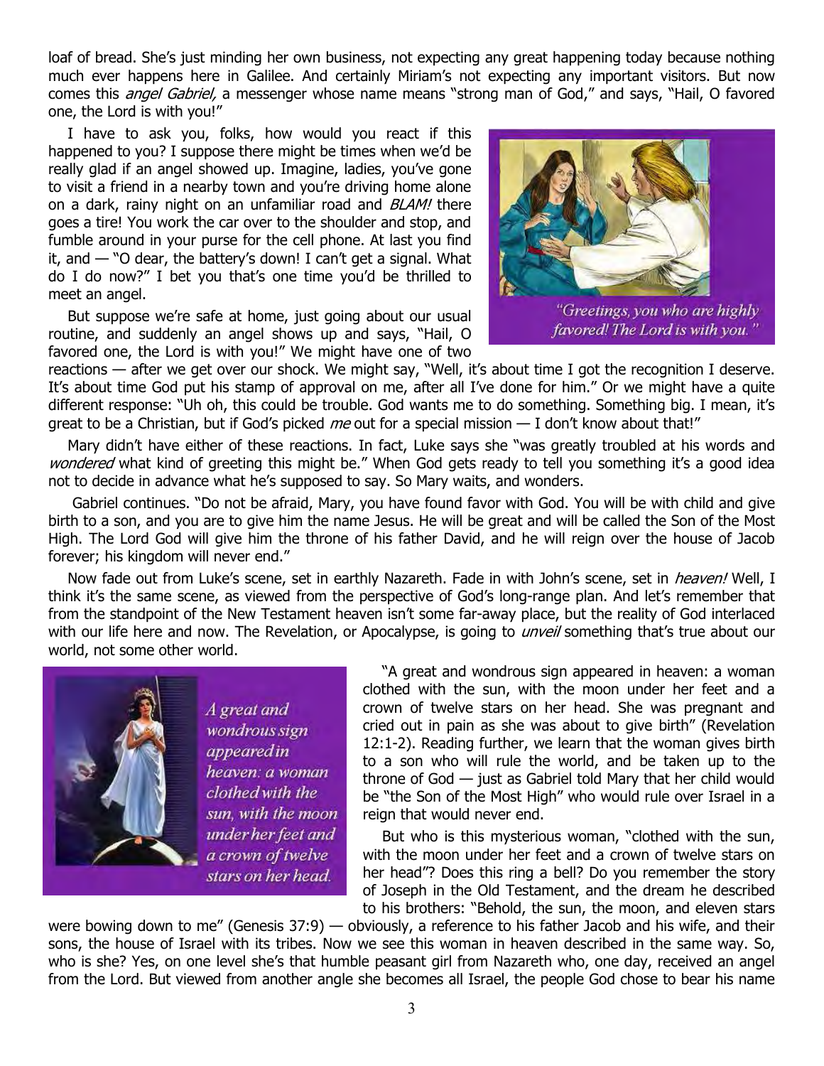loaf of bread. She's just minding her own business, not expecting any great happening today because nothing much ever happens here in Galilee. And certainly Miriam's not expecting any important visitors. But now comes this *angel Gabriel,* a messenger whose name means "strong man of God," and says, "Hail, O favored one, the Lord is with you!"

I have to ask you, folks, how would you react if this happened to you? I suppose there might be times when we'd be really glad if an angel showed up. Imagine, ladies, you've gone to visit a friend in a nearby town and you're driving home alone on a dark, rainy night on an unfamiliar road and *BLAM!* there goes a tire! You work the car over to the shoulder and stop, and fumble around in your purse for the cell phone. At last you find it, and — "O dear, the battery's down! I can't get a signal. What do I do now?" I bet you that's one time you'd be thrilled to meet an angel.

*"Greetings, you who are highly favored! The Lord is with you."*

But suppose we're safe at home, just going about our usual routine, and suddenly an angel shows up and says, "Hail, O favored one, the Lord is with you!" We might have one of two reactions — after we get over our shock. We might say, "Well, it's about time I got the recognition I deserve. It's about time God put his stamp of approval on me, after all I've done for him." Or we might have a quite different response: "Uh oh, this could be trouble. God wants me to do something. Something big. I mean, it's great to be a Christian, but if God's picked *me* out for a special mission — I don't know about that!"

Mary didn't have either of these reactions. In fact, Luke says she "was greatly troubled at his words and *wondered* what kind of greeting this might be." When God gets ready to tell you something it's a good idea not to decide in advance what he's supposed to say. So Mary waits, and wonders.

Gabriel continues. "Do not be afraid, Mary, you have found favor with God. You will be with child and give birth to a son, and you are to give him the name Jesus. He will be great and will be called the Son of the Most High. The Lord God will give him the throne of his father David, and he will reign over the house of Jacob forever; his kingdom will never end."

Now fade out from Luke's scene, set in earthly Nazareth. Fade in with John's scene, set in *heaven!* Well, I think it's the same scene, as viewed from the perspective of God's long-range plan. And let's remember that from the standpoint of the New Testament heaven isn't some far-away place, but the reality of God interlaced with our life here and now. The Revelation, or Apocalypse, is going to *unveil* something that's true about our world, not some other world.

*A great and wondrous sign appeared in heaven: a woman clothed with the sun, with the moon under her feet and a crown of twelve stars on her head.*

"A great and wondrous sign appeared in heaven: a woman clothed with the sun, with the moon under her feet and a crown of twelve stars on her head. She was pregnant and cried out in pain as she was about to give birth" (Revelation 12:1-2). Reading further, we learn that the woman gives birth to a son who will rule the world, and be taken up to the throne of God — just as Gabriel told Mary that her child would be "the Son of the Most High" who would rule over Israel in a reign that would never end.

But who is this mysterious woman, "clothed with the sun, with the moon under her feet and a crown of twelve stars on her head"? Does this ring a bell? Do you remember the story of Joseph in the Old Testament, and the dream he described to his brothers: "Behold, the sun, the moon, and eleven stars were bowing down to me" (Genesis 37:9) — obviously, a reference to his father Jacob and his wife, and their sons, the house of Israel with its tribes. Now we see this woman in heaven described in the same way. So, who is she? Yes, on one level she's that humble peasant girl from Nazareth who, one day, received an angel from the Lord. But viewed from another angle she becomes all Israel, the people God chose to bear his name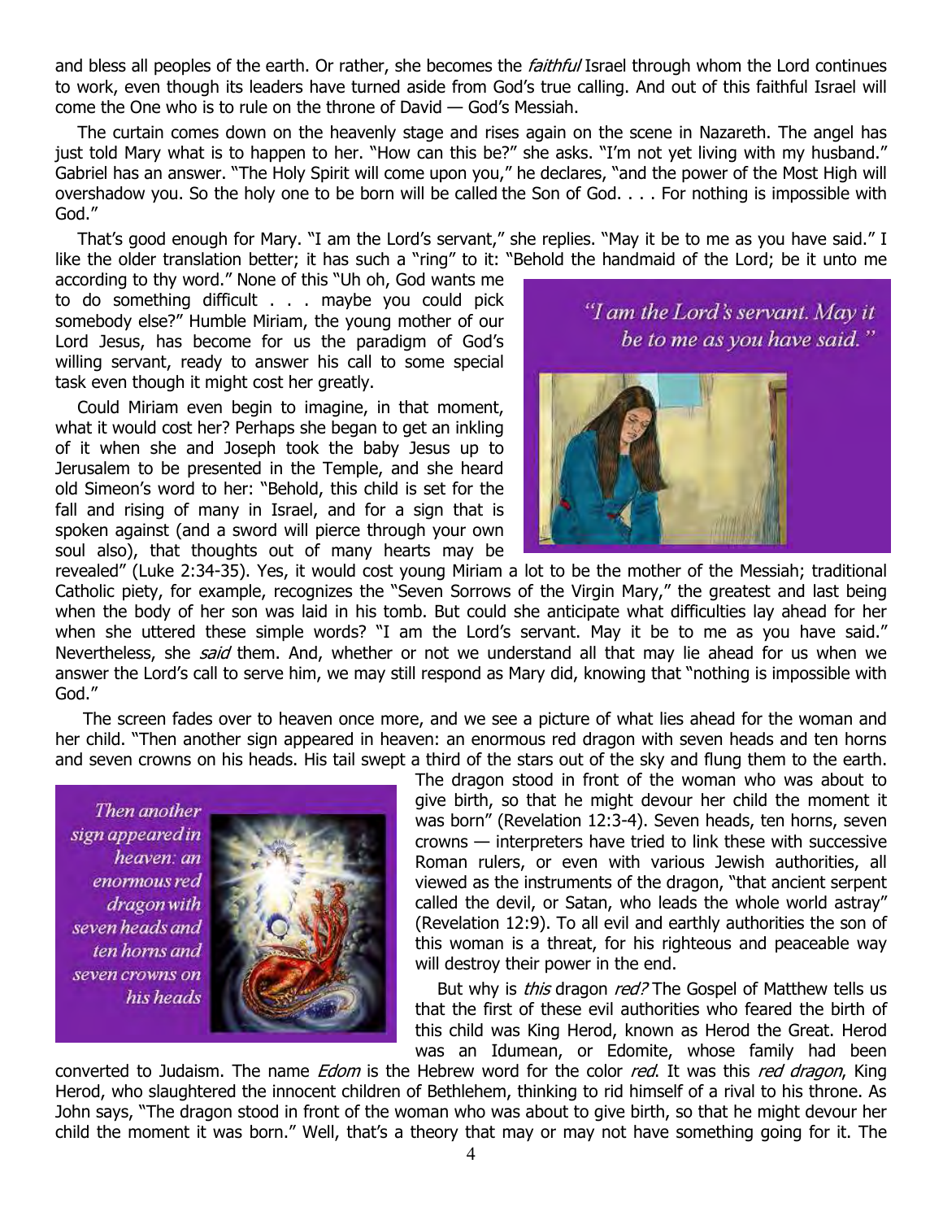and bless all peoples of the earth. Or rather, she becomes the *faithful* Israel through whom the Lord continues to work, even though its leaders have turned aside from God's true calling. And out of this faithful Israel will come the One who is to rule on the throne of David — God's Messiah.

The curtain comes down on the heavenly stage and rises again on the scene in Nazareth. The angel has just told Mary what is to happen to her. "How can this be?" she asks. "I'm not yet living with my husband." Gabriel has an answer. "The Holy Spirit will come upon you," he declares, "and the power of the Most High will overshadow you. So the holy one to be born will be called the Son of God. . . . For nothing is impossible with God."

That's good enough for Mary. "I am the Lord's servant," she replies. "May it be to me as you have said." I like the older translation better; it has such a "ring" to it: "Behold the handmaid of the Lord; be it unto me according to thy word." None of this "Uh oh, God wants me to do something difficult . . . maybe you could pick somebody else?" Humble Miriam, the young mother of our Lord Jesus, has become for us the paradigm of God's willing servant, ready to answer his call to some special task even though it might cost her greatly.

*"I am the Lord's servant. May it be to me as you have said."*

Could Miriam even begin to imagine, in that moment, what it would cost her? Perhaps she began to get an inkling of it when she and Joseph took the baby Jesus up to Jerusalem to be presented in the Temple, and she heard old Simeon's word to her: "Behold, this child is set for the fall and rising of many in Israel, and for a sign that is spoken against (and a sword will pierce through your own soul also), that thoughts out of many hearts may be revealed" (Luke 2:34-35). Yes, it would cost young Miriam a lot to be the mother of the Messiah; traditional Catholic piety, for example, recognizes the "Seven Sorrows of the Virgin Mary," the greatest and last being when the body of her son was laid in his tomb. But could she anticipate what difficulties lay ahead for her when she uttered these simple words? "I am the Lord's servant. May it be to me as you have said." Nevertheless, she *said* them. And, whether or not we understand all that may lie ahead for us when we answer the Lord's call to serve him, we may still respond as Mary did, knowing that "nothing is impossible with God."

The screen fades over to heaven once more, and we see a picture of what lies ahead for the woman and her child. "Then another sign appeared in heaven: an enormous red dragon with seven heads and ten horns and seven crowns on his heads. His tail swept a third of the stars out of the sky and flung them to the earth. The dragon stood in front of the woman who was about to give birth, so that he might devour her child the moment it was born" (Revelation 12:3-4). Seven heads, ten horns, seven crowns — interpreters have tried to link these with successive Roman rulers, or even with various Jewish authorities, all viewed as the instruments of the dragon, "that ancient serpent called the devil, or Satan, who leads the whole world astray" (Revelation 12:9). To all evil and earthly authorities the son of this woman is a threat, for his righteous and peaceable way will destroy their power in the end.

*Then another sign appeared in heaven: an enormous red dragon with seven heads and ten horns and seven crowns on his heads*

But why is *this* dragon *red?* The Gospel of Matthew tells us that the first of these evil authorities who feared the birth of this child was King Herod, known as Herod the Great. Herod was an Idumean, or Edomite, whose family had been converted to Judaism. The name *Edom* is the Hebrew word for the color *red*. It was this *red dragon*, King Herod, who slaughtered the innocent children of Bethlehem, thinking to rid himself of a rival to his throne. As John says, "The dragon stood in front of the woman who was about to give birth, so that he might devour her child the moment it was born." Well, that's a theory that may or may not have something going for it. The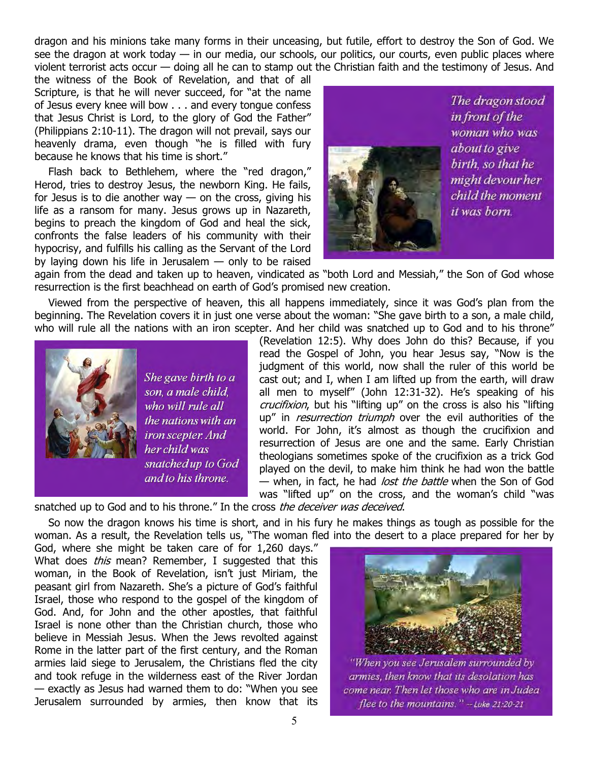dragon and his minions take many forms in their unceasing, but futile, effort to destroy the Son of God. We see the dragon at work today — in our media, our schools, our politics, our courts, even public places where violent terrorist acts occur — doing all he can to stamp out the Christian faith and the testimony of Jesus. And the witness of the Book of Revelation, and that of all Scripture, is that he will never succeed, for "at the name of Jesus every knee will bow . . . and every tongue confess that Jesus Christ is Lord, to the glory of God the Father" (Philippians 2:10-11). The dragon will not prevail, says our heavenly drama, even though "he is filled with fury because he knows that his time is short."

*The dragon stood in front of the woman who was about to give birth, so that he might devour her child the moment it was born.*

Flash back to Bethlehem, where the "red dragon," Herod, tries to destroy Jesus, the newborn King. He fails, for Jesus is to die another way — on the cross, giving his life as a ransom for many. Jesus grows up in Nazareth, begins to preach the kingdom of God and heal the sick, confronts the false leaders of his community with their hypocrisy, and fulfills his calling as the Servant of the Lord by laying down his life in Jerusalem — only to be raised again from the dead and taken up to heaven, vindicated as "both Lord and Messiah," the Son of God whose resurrection is the first beachhead on earth of God's promised new creation.

Viewed from the perspective of heaven, this all happens immediately, since it was God's plan from the beginning. The Revelation covers it in just one verse about the woman: "She gave birth to a son, a male child, who will rule all the nations with an iron scepter. And her child was snatched up to God and to his throne" (Revelation 12:5). Why does John do this? Because, if you read the Gospel of John, you hear Jesus say, "Now is the judgment of this world, now shall the ruler of this world be cast out; and I, when I am lifted up from the earth, will draw all men to myself" (John 12:31-32). He's speaking of his *crucifixion*, but his "lifting up" on the cross is also his "lifting up" in *resurrection triumph* over the evil authorities of the world. For John, it's almost as though the crucifixion and resurrection of Jesus are one and the same. Early Christian theologians sometimes spoke of the crucifixion as a trick God played on the devil, to make him think he had won the battle — when, in fact, he had *lost the battle* when the Son of God was "lifted up" on the cross, and the woman's child "was snatched up to God and to his throne." In the cross *the deceiver was deceived*.

*She gave birth to a son, a male child, who will rule all the nations with an iron scepter. And her child was snatched up to God and to his throne.*

So now the dragon knows his time is short, and in his fury he makes things as tough as possible for the woman. As a result, the Revelation tells us, "The woman fled into the desert to a place prepared for her by God, where she might be taken care of for 1,260 days." What does *this* mean? Remember, I suggested that this woman, in the Book of Revelation, isn't just Miriam, the peasant girl from Nazareth. She's a picture of God's faithful Israel, those who respond to the gospel of the kingdom of God. And, for John and the other apostles, that faithful Israel is none other than the Christian church, those who believe in Messiah Jesus. When the Jews revolted against Rome in the latter part of the first century, and the Roman armies laid siege to Jerusalem, the Christians fled the city and took refuge in the wilderness east of the River Jordan — exactly as Jesus had warned them to do: "When you see Jerusalem surrounded by armies, then know that its

*"When you see Jerusalem surrounded by armies, then know that its desolation has come near. Then let those who are in Judea flee to the mountains." -- Luke 21:20-21*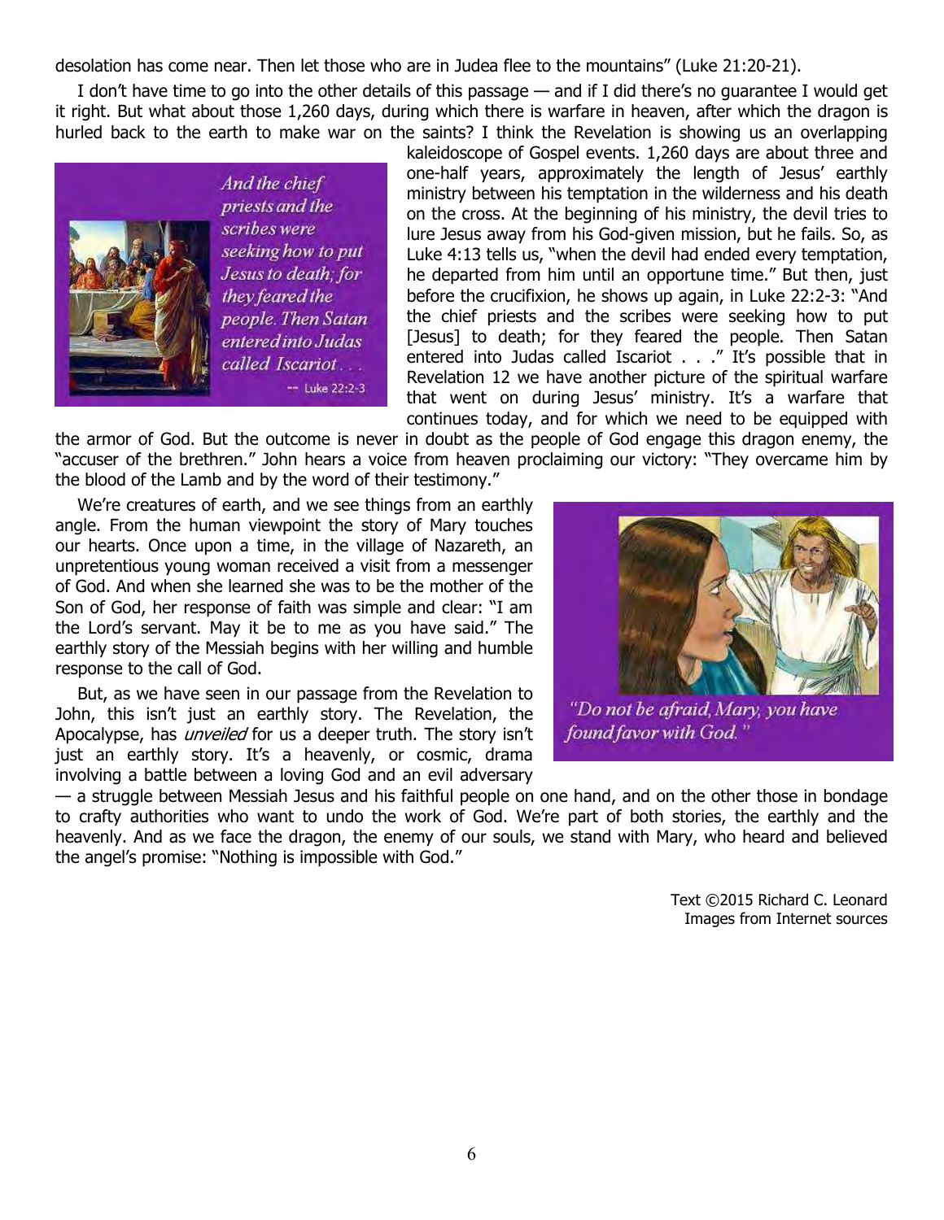desolation has come near. Then let those who are in Judea flee to the mountains" (Luke 21:20-21).

I don't have time to go into the other details of this passage — and if I did there's no guarantee I would get it right. But what about those 1,260 days, during which there is warfare in heaven, after which the dragon is hurled back to the earth to make war on the saints? I think the Revelation is showing us an overlapping kaleidoscope of Gospel events. 1,260 days are about three and one-half years, approximately the length of Jesus' earthly ministry between his temptation in the wilderness and his death on the cross. At the beginning of his ministry, the devil tries to lure Jesus away from his God-given mission, but he fails. So, as Luke 4:13 tells us, "when the devil had ended every temptation, he departed from him until an opportune time." But then, just before the crucifixion, he shows up again, in Luke 22:2-3: "And the chief priests and the scribes were seeking how to put [Jesus] to death; for they feared the people. Then Satan entered into Judas called Iscariot . . ." It's possible that in Revelation 12 we have another picture of the spiritual warfare that went on during Jesus' ministry. It's a warfare that continues today, and for which we need to be equipped with the armor of God. But the outcome is never in doubt as the people of God engage this dragon enemy, the "accuser of the brethren." John hears a voice from heaven proclaiming our victory: "They overcame him by the blood of the Lamb and by the word of their testimony."

*And the chief priests and the scribes were seeking how to put Jesus to death; for they feared the people. Then Satan entered into Judas called Iscariot . . .*

-- Luke 22:2-3

We're creatures of earth, and we see things from an earthly angle. From the human viewpoint the story of Mary touches our hearts. Once upon a time, in the village of Nazareth, an unpretentious young woman received a visit from a messenger of God. And when she learned she was to be the mother of the Son of God, her response of faith was simple and clear: "I am the Lord's servant. May it be to me as you have said." The earthly story of the Messiah begins with her willing and humble response to the call of God.

*"Do not be afraid, Mary, you have found favor with God."*

But, as we have seen in our passage from the Revelation to John, this isn't just an earthly story. The Revelation, the Apocalypse, has *unveiled* for us a deeper truth. The story isn't just an earthly story. It's a heavenly, or cosmic, drama involving a battle between a loving God and an evil adversary — a struggle between Messiah Jesus and his faithful people on one hand, and on the other those in bondage to crafty authorities who want to undo the work of God. We're part of both stories, the earthly and the heavenly. And as we face the dragon, the enemy of our souls, we stand with Mary, who heard and believed the angel's promise: "Nothing is impossible with God."

Text ©2015 Richard C. Leonard
Images from Internet sources